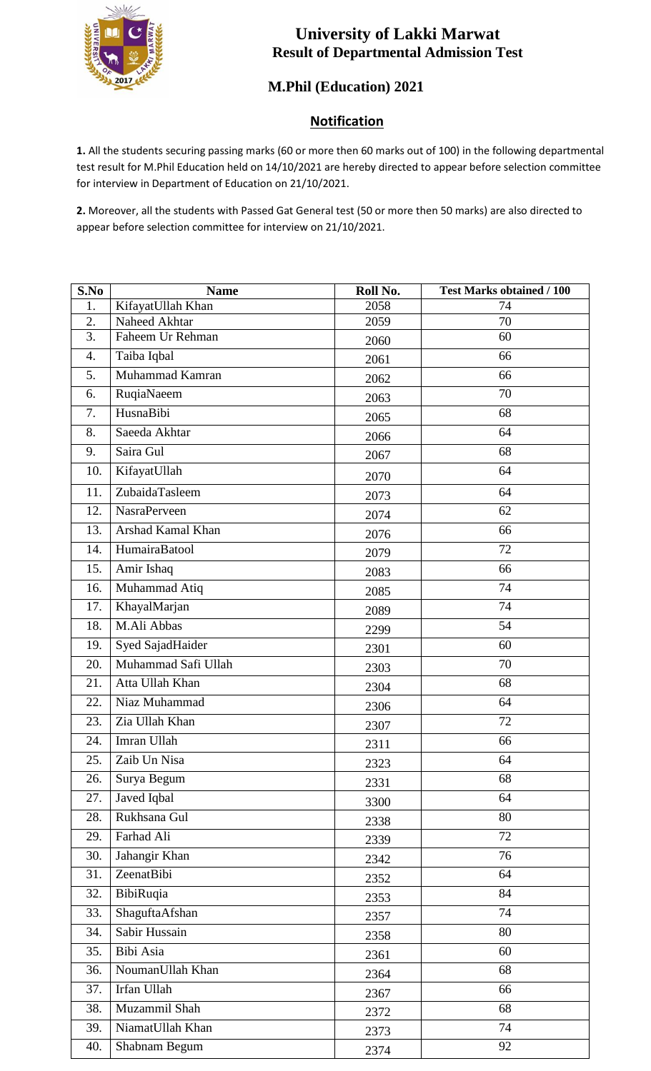# University of Lakki Marwat

## Result of Departmental Admission Test

## M.Phil (Education) 2021

### Notification

**1.** All the students securing passing marks (60 or more then 60 marks out of 100) in the following departmental test result for M.Phil Education held on 14/10/2021 are hereby directed to appear before selection committee for interview in Department of Education on 21/10/2021.

**2.** Moreover, all the students with Passed Gat General test (50 or more then 50 marks) are also directed to appear before selection committee for interview on 21/10/2021.

| S.No | Name | Roll No. | Test Marks obtained / 100 |
|---|---|---|---|
| 1. | KifayatUllah Khan | 2058 | 74 |
| 2. | Naheed Akhtar | 2059 | 70 |
| 3. | Faheem Ur Rehman | 2060 | 60 |
| 4. | Taiba Iqbal | 2061 | 66 |
| 5. | Muhammad Kamran | 2062 | 66 |
| 6. | RuqiaNaeem | 2063 | 70 |
| 7. | HusnaBibi | 2065 | 68 |
| 8. | Saeeda Akhtar | 2066 | 64 |
| 9. | Saira Gul | 2067 | 68 |
| 10. | KifayatUllah | 2070 | 64 |
| 11. | ZubaidaTasleem | 2073 | 64 |
| 12. | NasraPerveen | 2074 | 62 |
| 13. | Arshad Kamal Khan | 2076 | 66 |
| 14. | HumairaBatool | 2079 | 72 |
| 15. | Amir Ishaq | 2083 | 66 |
| 16. | Muhammad Atiq | 2085 | 74 |
| 17. | KhayalMarjan | 2089 | 74 |
| 18. | M.Ali Abbas | 2299 | 54 |
| 19. | Syed SajadHaider | 2301 | 60 |
| 20. | Muhammad Safi Ullah | 2303 | 70 |
| 21. | Atta Ullah Khan | 2304 | 68 |
| 22. | Niaz Muhammad | 2306 | 64 |
| 23. | Zia Ullah Khan | 2307 | 72 |
| 24. | Imran Ullah | 2311 | 66 |
| 25. | Zaib Un Nisa | 2323 | 64 |
| 26. | Surya Begum | 2331 | 68 |
| 27. | Javed Iqbal | 3300 | 64 |
| 28. | Rukhsana Gul | 2338 | 80 |
| 29. | Farhad Ali | 2339 | 72 |
| 30. | Jahangir Khan | 2342 | 76 |
| 31. | ZeenatBibi | 2352 | 64 |
| 32. | BibiRuqia | 2353 | 84 |
| 33. | ShaguftaAfshan | 2357 | 74 |
| 34. | Sabir Hussain | 2358 | 80 |
| 35. | Bibi Asia | 2361 | 60 |
| 36. | NoumanUllah Khan | 2364 | 68 |
| 37. | Irfan Ullah | 2367 | 66 |
| 38. | Muzammil Shah | 2372 | 68 |
| 39. | NiamatUllah Khan | 2373 | 74 |
| 40. | Shabnam Begum | 2374 | 92 |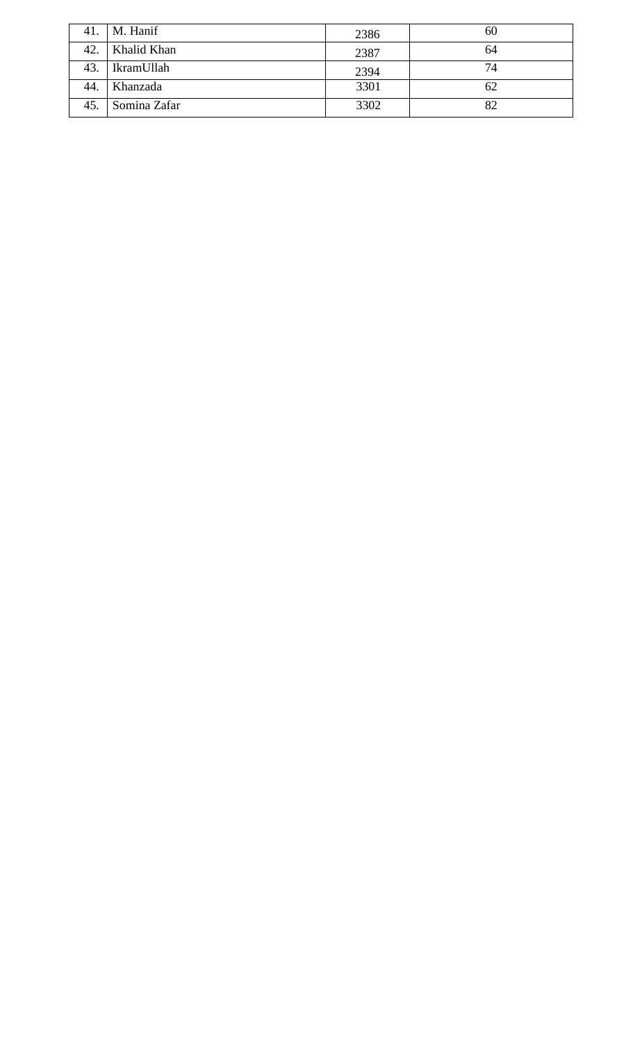| | | | |
|---|---|---|---|
| 41. | M. Hanif | 2386 | 60 |
| 42. | Khalid Khan | 2387 | 64 |
| 43. | IkramUllah | 2394 | 74 |
| 44. | Khanzada | 3301 | 62 |
| 45. | Somina Zafar | 3302 | 82 |